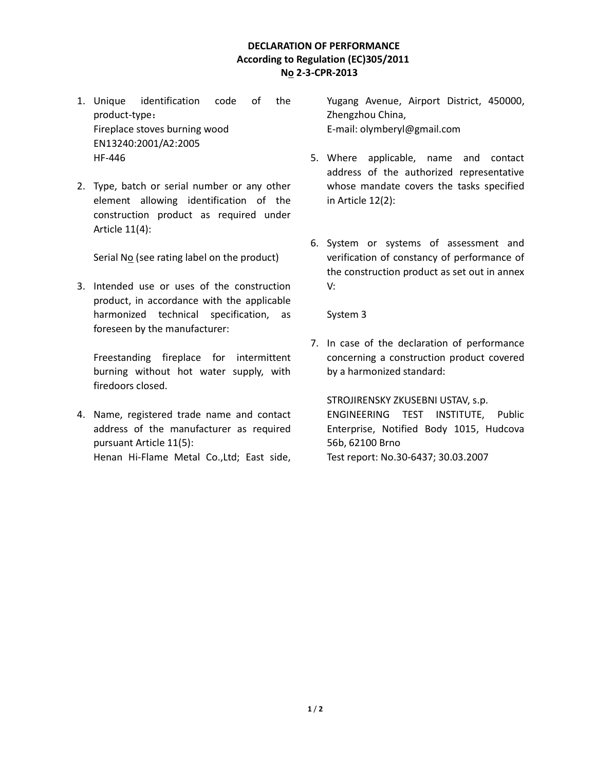**DECLARATION OF PERFORMANCE**
**According to Regulation (EC)305/2011**
**No 2-3-CPR-2013**

1. Unique identification code of the product-type：
   Fireplace stoves burning wood
   EN13240:2001/A2:2005
   HF-446

2. Type, batch or serial number or any other element allowing identification of the construction product as required under Article 11(4):

   Serial No (see rating label on the product)

3. Intended use or uses of the construction product, in accordance with the applicable harmonized technical specification, as foreseen by the manufacturer:

   Freestanding fireplace for intermittent burning without hot water supply, with firedoors closed.

4. Name, registered trade name and contact address of the manufacturer as required pursuant Article 11(5):
   Henan Hi-Flame Metal Co.,Ltd; East side, Yugang Avenue, Airport District, 450000, Zhengzhou China,
   E-mail: olymberyl@gmail.com

5. Where applicable, name and contact address of the authorized representative whose mandate covers the tasks specified in Article 12(2):

6. System or systems of assessment and verification of constancy of performance of the construction product as set out in annex V:

   System 3

7. In case of the declaration of performance concerning a construction product covered by a harmonized standard:

   STROJIRENSKY ZKUSEBNI USTAV, s.p.
   ENGINEERING TEST INSTITUTE, Public Enterprise, Notified Body 1015, Hudcova 56b, 62100 Brno
   Test report: No.30-6437; 30.03.2007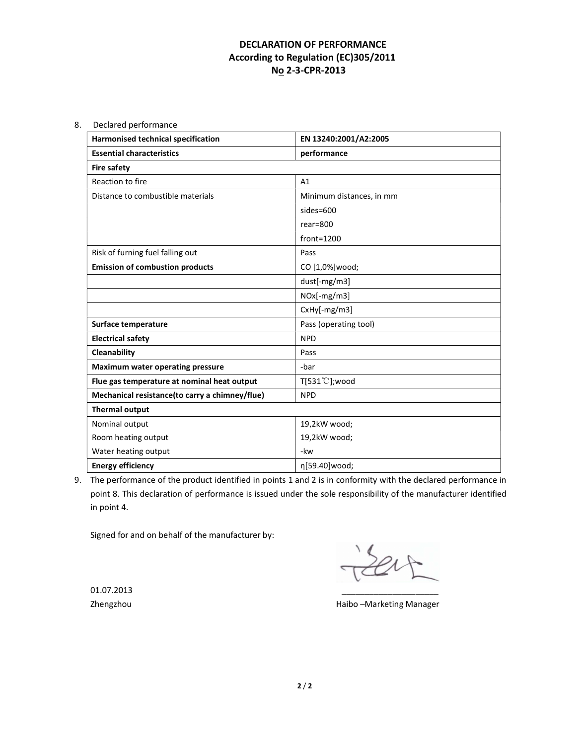**DECLARATION OF PERFORMANCE**
**According to Regulation (EC)305/2011**
**No 2-3-CPR-2013**

8. Declared performance

| **Harmonised technical specification** | **EN 13240:2001/A2:2005** |
|---|---|
| **Essential characteristics** | **performance** |
| **Fire safety** | |
| Reaction to fire | A1 |
| Distance to combustible materials | Minimum distances, in mm<br>sides=600<br>rear=800<br>front=1200 |
| Risk of furning fuel falling out | Pass |
| **Emission of combustion products** | CO [1,0%]wood; |
| | dust[-mg/m3] |
| | NOx[-mg/m3] |
| | CxHy[-mg/m3] |
| **Surface temperature** | Pass (operating tool) |
| **Electrical safety** | NPD |
| **Cleanability** | Pass |
| **Maximum water operating pressure** | -bar |
| **Flue gas temperature at nominal heat output** | T[531℃];wood |
| **Mechanical resistance(to carry a chimney/flue)** | NPD |
| **Thermal output** | |
| Nominal output<br>Room heating output<br>Water heating output | 19,2kW wood;<br>19,2kW wood;<br>-kw |
| **Energy efficiency** | η[59.40]wood; |

9. The performance of the product identified in points 1 and 2 is in conformity with the declared performance in point 8. This declaration of performance is issued under the sole responsibility of the manufacturer identified in point 4.

Signed for and on behalf of the manufacturer by:

01.07.2013
Zhengzhou

Haibo –Marketing Manager